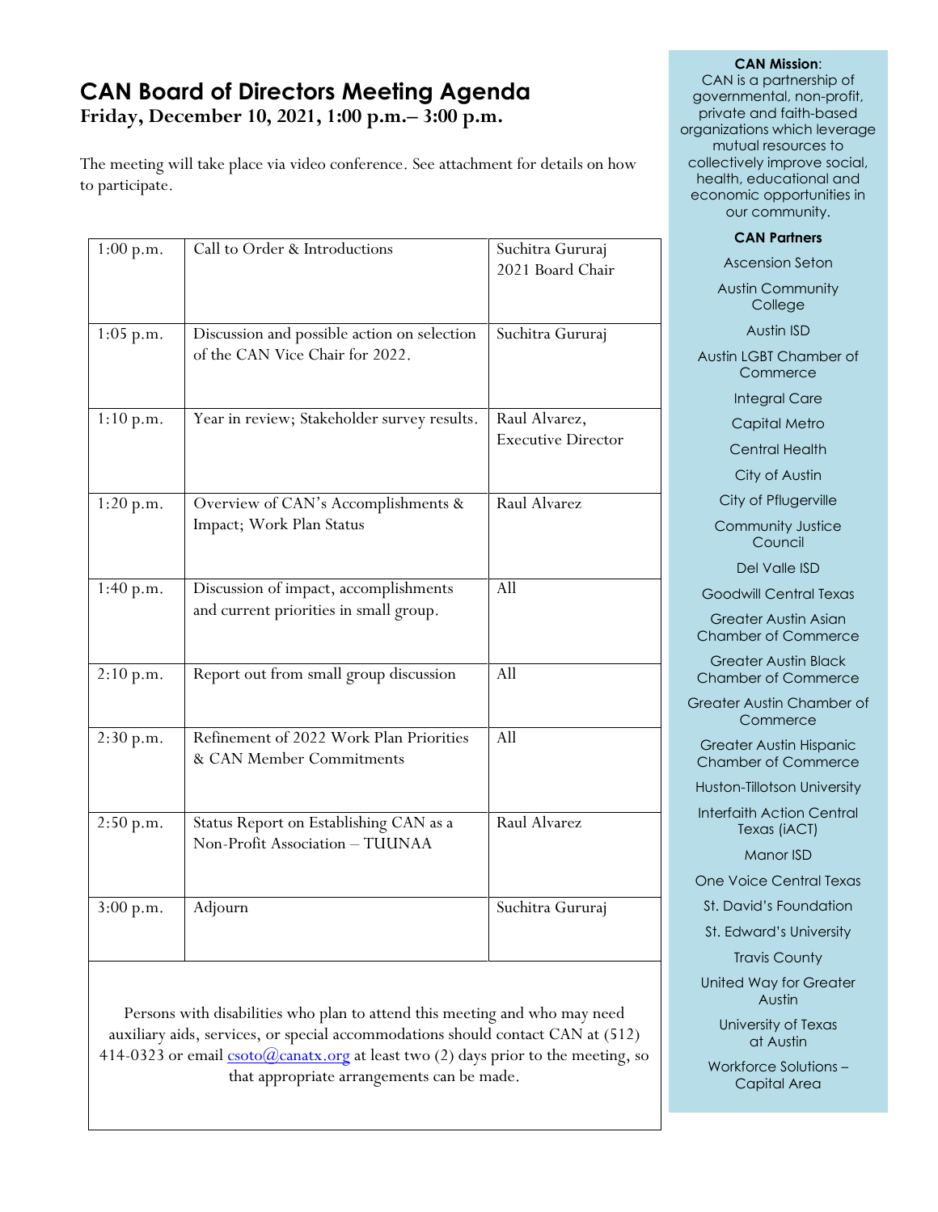# CAN Board of Directors Meeting Agenda

**Friday, December 10, 2021, 1:00 p.m.– 3:00 p.m.**

The meeting will take place via video conference. See attachment for details on how to participate.

| Time | Item | Presenter |
|---|---|---|
| 1:00 p.m. | Call to Order & Introductions | Suchitra Gururaj<br>2021 Board Chair |
| 1:05 p.m. | Discussion and possible action on selection of the CAN Vice Chair for 2022. | Suchitra Gururaj |
| 1:10 p.m. | Year in review; Stakeholder survey results. | Raul Alvarez,<br>Executive Director |
| 1:20 p.m. | Overview of CAN's Accomplishments & Impact; Work Plan Status | Raul Alvarez |
| 1:40 p.m. | Discussion of impact, accomplishments and current priorities in small group. | All |
| 2:10 p.m. | Report out from small group discussion | All |
| 2:30 p.m. | Refinement of 2022 Work Plan Priorities & CAN Member Commitments | All |
| 2:50 p.m. | Status Report on Establishing CAN as a Non-Profit Association – TUUNAA | Raul Alvarez |
| 3:00 p.m. | Adjourn | Suchitra Gururaj |

Persons with disabilities who plan to attend this meeting and who may need auxiliary aids, services, or special accommodations should contact CAN at (512) 414-0323 or email csoto@canatx.org at least two (2) days prior to the meeting, so that appropriate arrangements can be made.

**CAN Mission**:
CAN is a partnership of governmental, non-profit, private and faith-based organizations which leverage mutual resources to collectively improve social, health, educational and economic opportunities in our community.

**CAN Partners**

- Ascension Seton
- Austin Community College
- Austin ISD
- Austin LGBT Chamber of Commerce
- Integral Care
- Capital Metro
- Central Health
- City of Austin
- City of Pflugerville
- Community Justice Council
- Del Valle ISD
- Goodwill Central Texas
- Greater Austin Asian Chamber of Commerce
- Greater Austin Black Chamber of Commerce
- Greater Austin Chamber of Commerce
- Greater Austin Hispanic Chamber of Commerce
- Huston-Tillotson University
- Interfaith Action Central Texas (iACT)
- Manor ISD
- One Voice Central Texas
- St. David's Foundation
- St. Edward's University
- Travis County
- United Way for Greater Austin
- University of Texas at Austin
- Workforce Solutions – Capital Area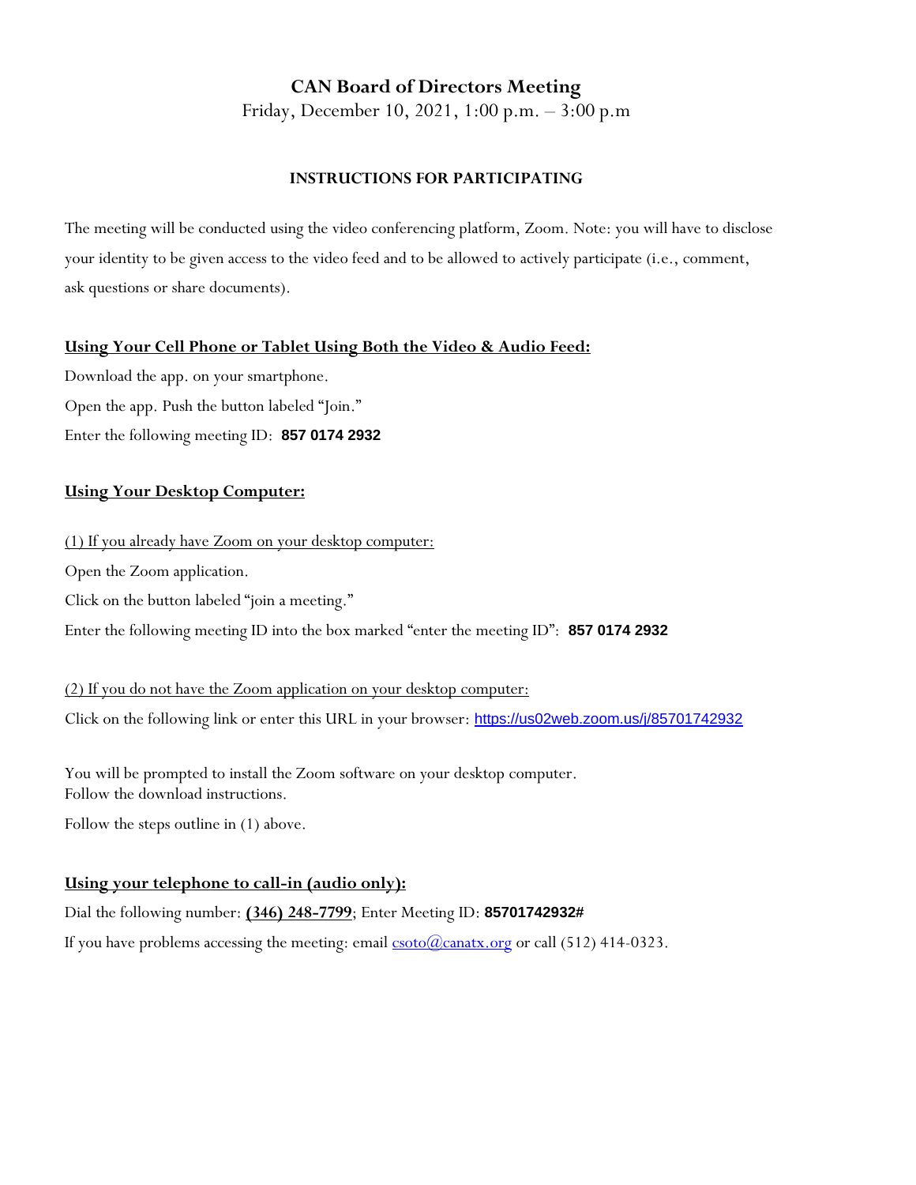# CAN Board of Directors Meeting

Friday, December 10, 2021, 1:00 p.m. – 3:00 p.m

## INSTRUCTIONS FOR PARTICIPATING

The meeting will be conducted using the video conferencing platform, Zoom. Note: you will have to disclose your identity to be given access to the video feed and to be allowed to actively participate (i.e., comment, ask questions or share documents).

### Using Your Cell Phone or Tablet Using Both the Video & Audio Feed:

Download the app. on your smartphone.

Open the app. Push the button labeled "Join."

Enter the following meeting ID: **857 0174 2932**

### Using Your Desktop Computer:

(1) If you already have Zoom on your desktop computer:

Open the Zoom application.

Click on the button labeled "join a meeting."

Enter the following meeting ID into the box marked "enter the meeting ID": **857 0174 2932**

(2) If you do not have the Zoom application on your desktop computer:

Click on the following link or enter this URL in your browser: https://us02web.zoom.us/j/85701742932

You will be prompted to install the Zoom software on your desktop computer.
Follow the download instructions.

Follow the steps outline in (1) above.

### Using your telephone to call-in (audio only):

Dial the following number: **(346) 248-7799**; Enter Meeting ID: **85701742932#**

If you have problems accessing the meeting: email csoto@canatx.org or call (512) 414-0323.